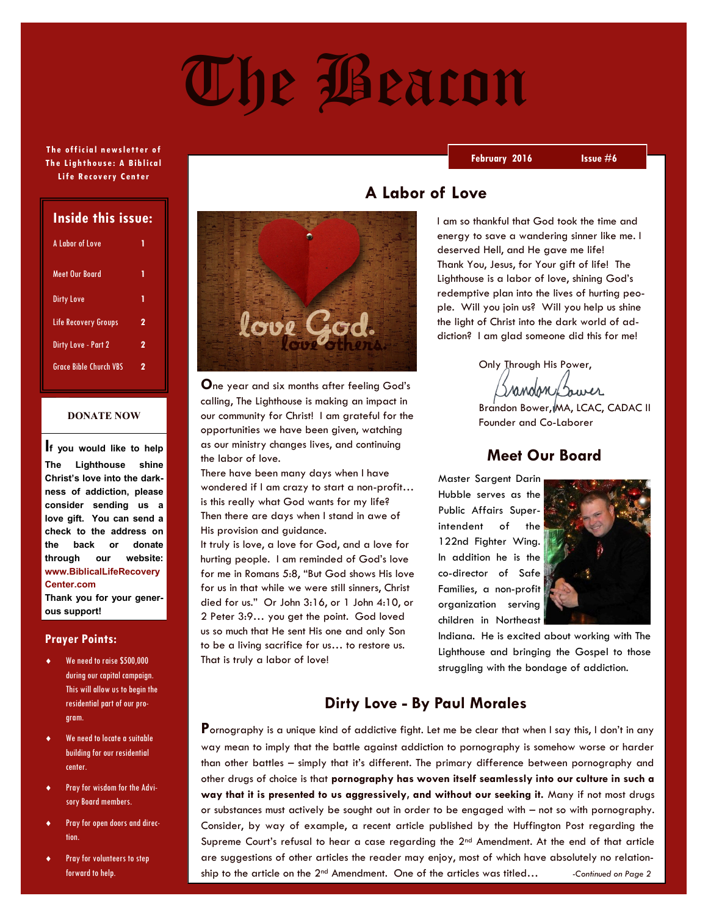# The Beacon

The official newsletter of The Lighthouse: A Biblical Life Recovery Center

February 2016 — Issue #6

## Inside this issue:

| | |
|---|---|
| A Labor of Love | 1 |
| Meet Our Board | 1 |
| Dirty Love | 1 |
| Life Recovery Groups | 2 |
| Dirty Love - Part 2 | 2 |
| Grace Bible Church VBS | 2 |

### DONATE NOW

**If you would like to help The Lighthouse shine Christ's love into the darkness of addiction, please consider sending us a love gift. You can send a check to the address on the back or donate through our website: www.BiblicalLifeRecoveryCenter.com**

**Thank you for your generous support!**

### Prayer Points:

- We need to raise $500,000 during our capital campaign. This will allow us to begin the residential part of our program.
- We need to locate a suitable building for our residential center.
- Pray for wisdom for the Advisory Board members.
- Pray for open doors and direction.
- Pray for volunteers to step forward to help.

## A Labor of Love

One year and six months after feeling God's calling, The Lighthouse is making an impact in our community for Christ! I am grateful for the opportunities we have been given, watching as our ministry changes lives, and continuing the labor of love.

There have been many days when I have wondered if I am crazy to start a non-profit… is this really what God wants for my life? Then there are days when I stand in awe of His provision and guidance.

It truly is love, a love for God, and a love for hurting people. I am reminded of God's love for me in Romans 5:8, "But God shows His love for us in that while we were still sinners, Christ died for us." Or John 3:16, or 1 John 4:10, or 2 Peter 3:9… you get the point. God loved us so much that He sent His one and only Son to be a living sacrifice for us… to restore us. That is truly a labor of love!

I am so thankful that God took the time and energy to save a wandering sinner like me. I deserved Hell, and He gave me life! Thank You, Jesus, for Your gift of life! The Lighthouse is a labor of love, shining God's redemptive plan into the lives of hurting people. Will you join us? Will you help us shine the light of Christ into the dark world of addiction? I am glad someone did this for me!

Only Through His Power,

Brandon Bower

Brandon Bower, MA, LCAC, CADAC II
Founder and Co-Laborer

## Meet Our Board

Master Sargent Darin Hubble serves as the Public Affairs Superintendent of the 122nd Fighter Wing. In addition he is the co-director of Safe Families, a non-profit organization serving children in Northeast Indiana. He is excited about working with The Lighthouse and bringing the Gospel to those struggling with the bondage of addiction.

## Dirty Love - By Paul Morales

Pornography is a unique kind of addictive fight. Let me be clear that when I say this, I don't in any way mean to imply that the battle against addiction to pornography is somehow worse or harder than other battles – simply that it's different. The primary difference between pornography and other drugs of choice is that **pornography has woven itself seamlessly into our culture in such a way that it is presented to us aggressively, and without our seeking it.** Many if not most drugs or substances must actively be sought out in order to be engaged with – not so with pornography. Consider, by way of example, a recent article published by the Huffington Post regarding the Supreme Court's refusal to hear a case regarding the 2nd Amendment. At the end of that article are suggestions of other articles the reader may enjoy, most of which have absolutely no relationship to the article on the 2nd Amendment. One of the articles was titled…

*-Continued on Page 2*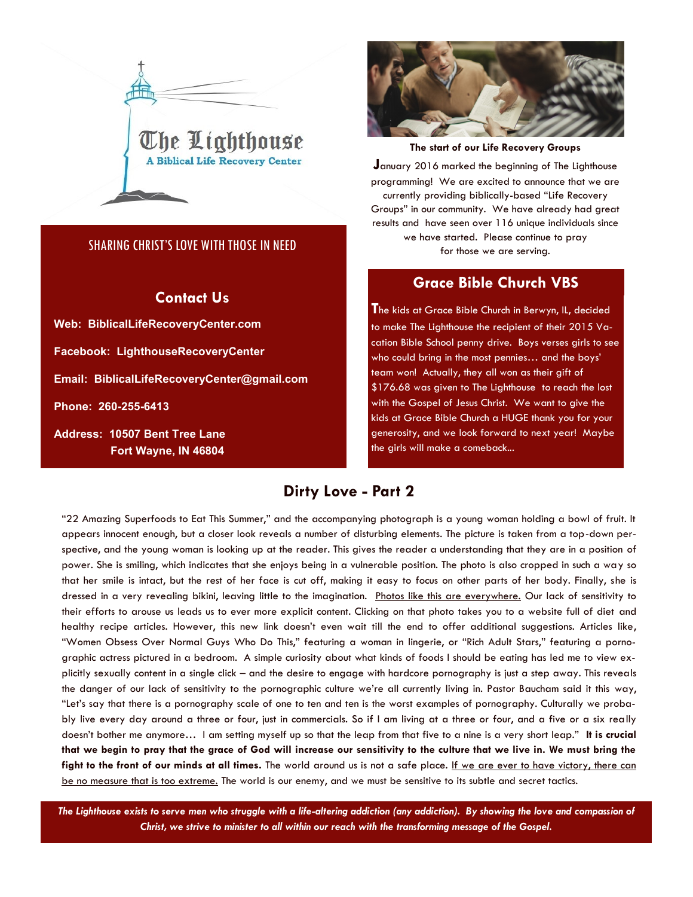# The Lighthouse

A Biblical Life Recovery Center

SHARING CHRIST'S LOVE WITH THOSE IN NEED

## Contact Us

**Web: BiblicalLifeRecoveryCenter.com**

**Facebook: LighthouseRecoveryCenter**

**Email: BiblicalLifeRecoveryCenter@gmail.com**

**Phone: 260-255-6413**

**Address: 10507 Bent Tree Lane
Fort Wayne, IN 46804**

**The start of our Life Recovery Groups**

January 2016 marked the beginning of The Lighthouse programming! We are excited to announce that we are currently providing biblically-based "Life Recovery Groups" in our community. We have already had great results and have seen over 116 unique individuals since we have started. Please continue to pray for those we are serving.

## Grace Bible Church VBS

The kids at Grace Bible Church in Berwyn, IL, decided to make The Lighthouse the recipient of their 2015 Vacation Bible School penny drive. Boys verses girls to see who could bring in the most pennies… and the boys' team won! Actually, they all won as their gift of $176.68 was given to The Lighthouse to reach the lost with the Gospel of Jesus Christ. We want to give the kids at Grace Bible Church a HUGE thank you for your generosity, and we look forward to next year! Maybe the girls will make a comeback...

## Dirty Love - Part 2

"22 Amazing Superfoods to Eat This Summer," and the accompanying photograph is a young woman holding a bowl of fruit. It appears innocent enough, but a closer look reveals a number of disturbing elements. The picture is taken from a top-down perspective, and the young woman is looking up at the reader. This gives the reader a understanding that they are in a position of power. She is smiling, which indicates that she enjoys being in a vulnerable position. The photo is also cropped in such a way so that her smile is intact, but the rest of her face is cut off, making it easy to focus on other parts of her body. Finally, she is dressed in a very revealing bikini, leaving little to the imagination. Photos like this are everywhere. Our lack of sensitivity to their efforts to arouse us leads us to ever more explicit content. Clicking on that photo takes you to a website full of diet and healthy recipe articles. However, this new link doesn't even wait till the end to offer additional suggestions. Articles like, "Women Obsess Over Normal Guys Who Do This," featuring a woman in lingerie, or "Rich Adult Stars," featuring a pornographic actress pictured in a bedroom. A simple curiosity about what kinds of foods I should be eating has led me to view explicitly sexually content in a single click – and the desire to engage with hardcore pornography is just a step away. This reveals the danger of our lack of sensitivity to the pornographic culture we're all currently living in. Pastor Baucham said it this way, "Let's say that there is a pornography scale of one to ten and ten is the worst examples of pornography. Culturally we probably live every day around a three or four, just in commercials. So if I am living at a three or four, and a five or a six really doesn't bother me anymore… I am setting myself up so that the leap from that five to a nine is a very short leap." **It is crucial that we begin to pray that the grace of God will increase our sensitivity to the culture that we live in. We must bring the fight to the front of our minds at all times.** The world around us is not a safe place. If we are ever to have victory, there can be no measure that is too extreme. The world is our enemy, and we must be sensitive to its subtle and secret tactics.

*The Lighthouse exists to serve men who struggle with a life-altering addiction (any addiction). By showing the love and compassion of Christ, we strive to minister to all within our reach with the transforming message of the Gospel.*